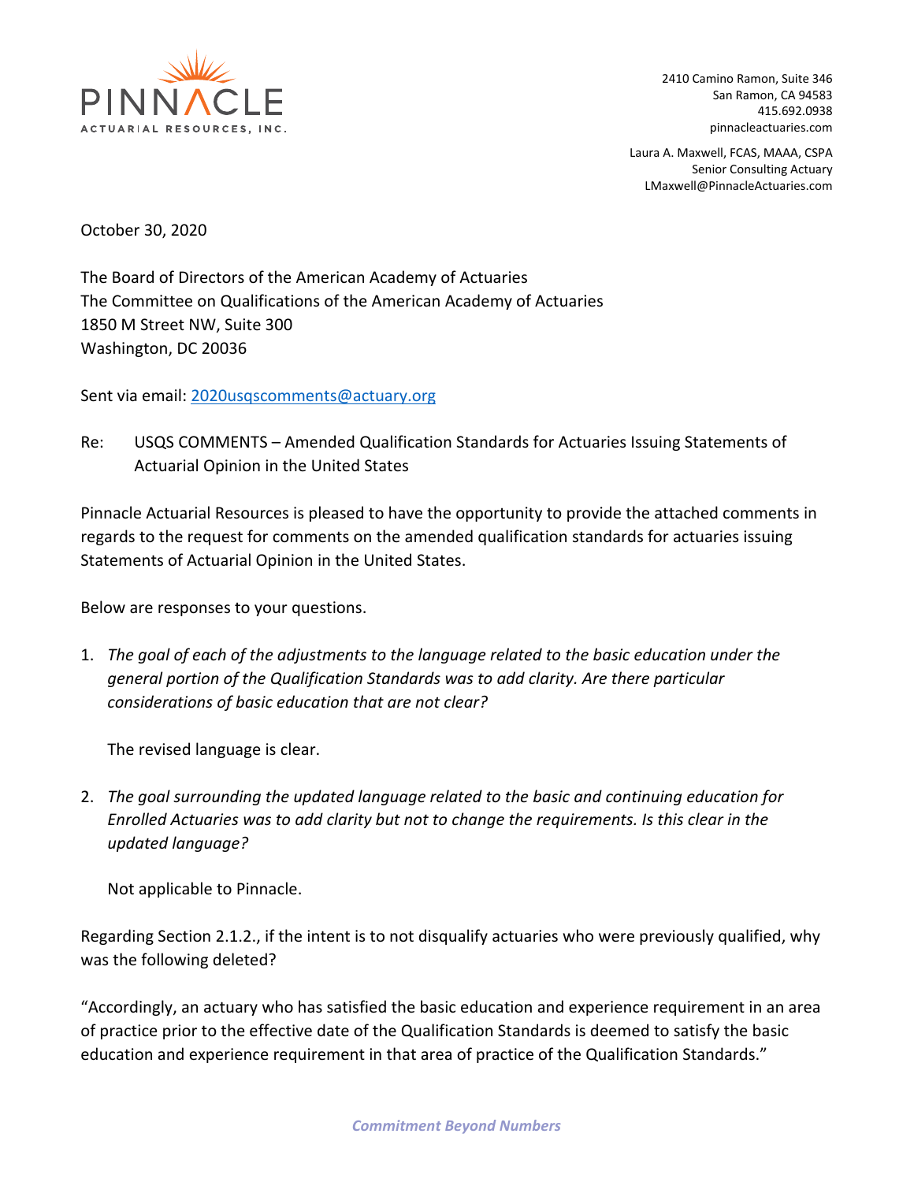PINNACLE
ACTUARIAL RESOURCES, INC.

2410 Camino Ramon, Suite 346
San Ramon, CA 94583
415.692.0938
pinnacleactuaries.com

Laura A. Maxwell, FCAS, MAAA, CSPA
Senior Consulting Actuary
LMaxwell@PinnacleActuaries.com

October 30, 2020

The Board of Directors of the American Academy of Actuaries
The Committee on Qualifications of the American Academy of Actuaries
1850 M Street NW, Suite 300
Washington, DC 20036

Sent via email: 2020usqscomments@actuary.org

Re: USQS COMMENTS – Amended Qualification Standards for Actuaries Issuing Statements of Actuarial Opinion in the United States

Pinnacle Actuarial Resources is pleased to have the opportunity to provide the attached comments in regards to the request for comments on the amended qualification standards for actuaries issuing Statements of Actuarial Opinion in the United States.

Below are responses to your questions.

1. *The goal of each of the adjustments to the language related to the basic education under the general portion of the Qualification Standards was to add clarity. Are there particular considerations of basic education that are not clear?*

   The revised language is clear.

2. *The goal surrounding the updated language related to the basic and continuing education for Enrolled Actuaries was to add clarity but not to change the requirements. Is this clear in the updated language?*

   Not applicable to Pinnacle.

Regarding Section 2.1.2., if the intent is to not disqualify actuaries who were previously qualified, why was the following deleted?

"Accordingly, an actuary who has satisfied the basic education and experience requirement in an area of practice prior to the effective date of the Qualification Standards is deemed to satisfy the basic education and experience requirement in that area of practice of the Qualification Standards."

*Commitment Beyond Numbers*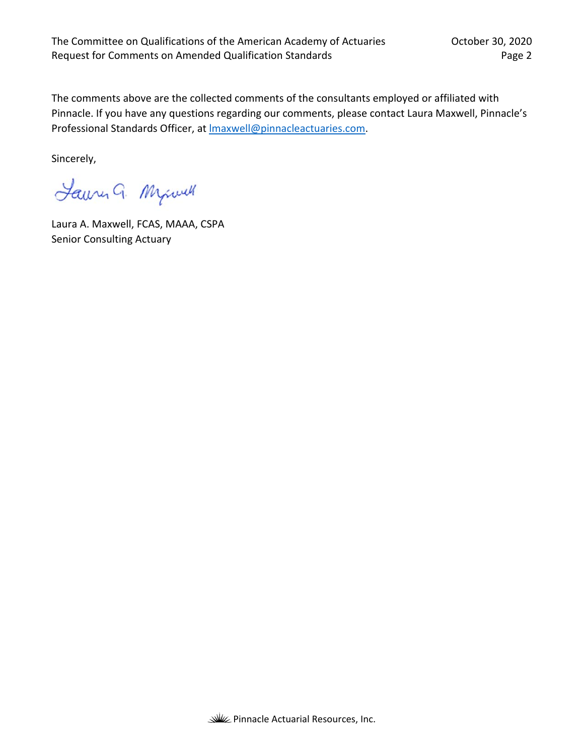The comments above are the collected comments of the consultants employed or affiliated with Pinnacle. If you have any questions regarding our comments, please contact Laura Maxwell, Pinnacle's Professional Standards Officer, at lmaxwell@pinnacleactuaries.com.

Sincerely,

Laura A. Maxwell, FCAS, MAAA, CSPA
Senior Consulting Actuary